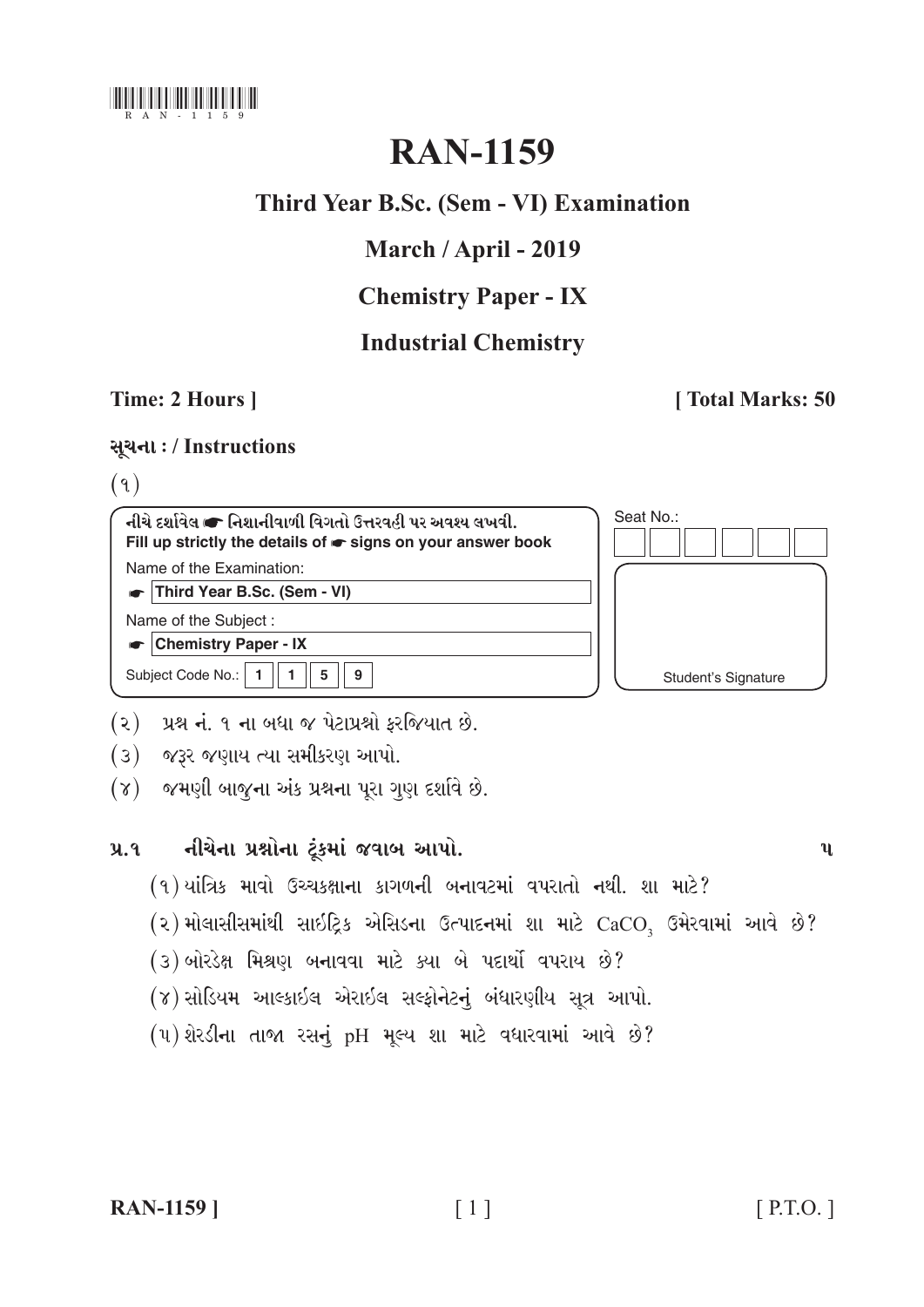RAN-1159

# RAN-1159

## Third Year B.Sc. (Sem - VI) Examination

## March / April - 2019

## Chemistry Paper - IX

## Industrial Chemistry

**Time: 2 Hours]** **[Total Marks: 50**

**સૂચના : / Instructions**

(૧)

| નીચે દર્શાવેલ ☛ નિશાનીવાળી વિગતો ઉત્તરવહી પર અવશ્ય લખવી. Fill up strictly the details of ☛ signs on your answer book | Seat No.: |
|---|---|
| Name of the Examination: | |
| ☛ Third Year B.Sc. (Sem - VI) | |
| Name of the Subject : | |
| ☛ Chemistry Paper - IX | |
| Subject Code No.: 1 1 5 9 | Student's Signature |

(૨) પ્રશ્ન નં. ૧ ના બધા જ પેટાપ્રશ્નો ફરજિયાત છે.

(૩) જરૂર જણાય ત્યા સમીકરણ આપો.

(૪) જમણી બાજુના અંક પ્રશ્નના પૂરા ગુણ દર્શાવે છે.

**પ્ર.૧ નીચેના પ્રશ્નોના ટૂંકમાં જવાબ આપો.** **૫**

(૧) યાંત્રિક માવો ઉચ્ચકક્ષાના કાગળની બનાવટમાં વપરાતો નથી. શા માટે?

(૨) મોલાસીસમાંથી સાઈટ્રિક એસિડના ઉત્પાદનમાં શા માટે $CaCO_3$ ઉમેરવામાં આવે છે?

(૩) બોરડેક્ષ મિશ્રણ બનાવવા માટે ક્યા બે પદાર્થો વપરાય છે?

(૪) સોડિયમ આલ્કાઈલ એરાઈલ સલ્ફોનેટનું બંધારણીય સૂત્ર આપો.

(૫) શેરડીના તાજા રસનું pH મૂલ્ય શા માટે વધારવામાં આવે છે?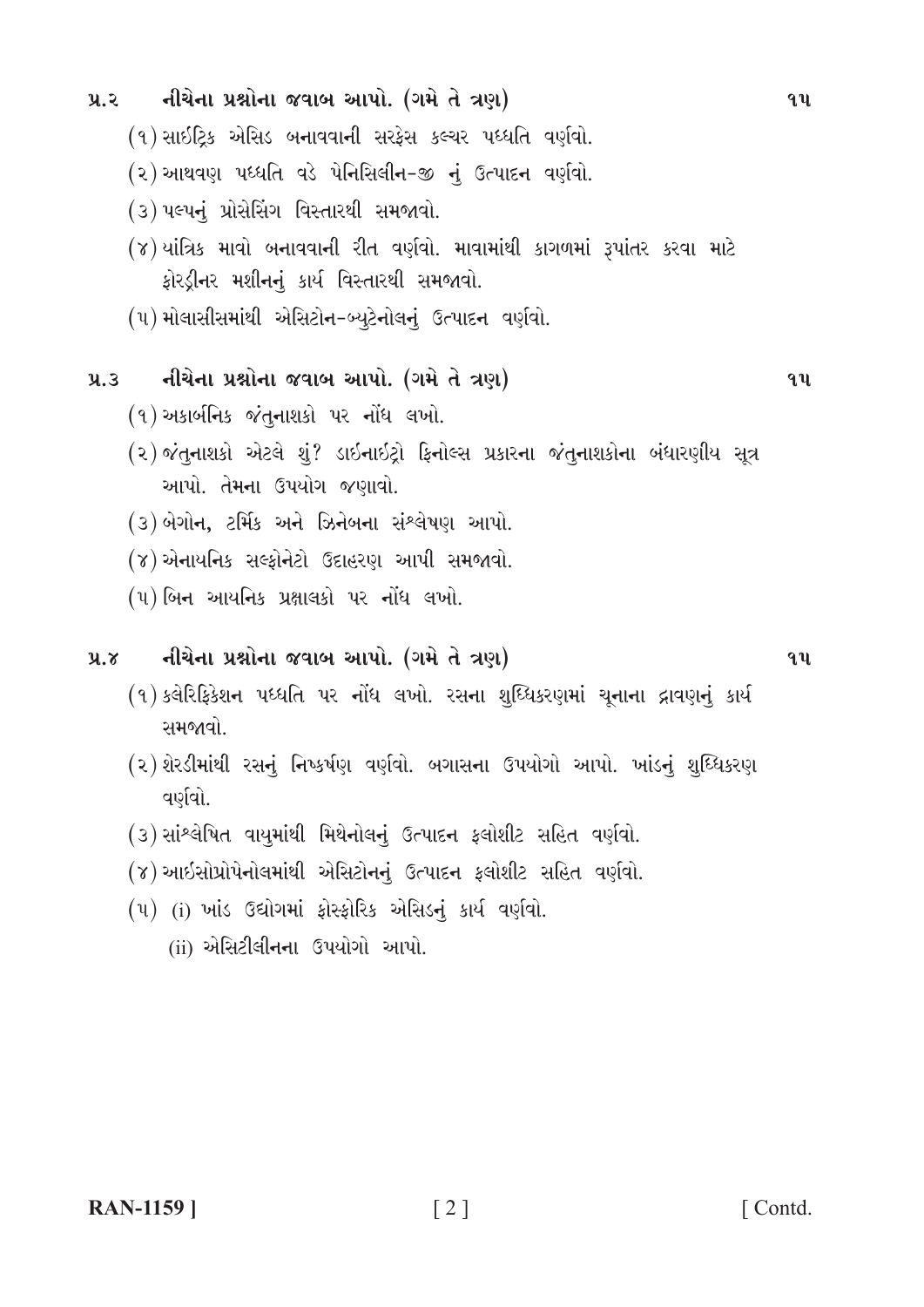**પ્ર.૨ નીચેના પ્રશ્નોના જવાબ આપો. (ગમે તે ત્રણ)** **૧૫**

(૧) સાઇટ્રિક એસિડ બનાવવાની સરફેસ કલ્ચર પધ્ધતિ વર્ણવો.

(૨) આથવણ પધ્ધતિ વડે પેનિસિલીન-જી નું ઉત્પાદન વર્ણવો.

(૩) પલ્પનું પ્રોસેસિંગ વિસ્તારથી સમજાવો.

(૪) યાંત્રિક માવો બનાવવાની રીત વર્ણવો. માવામાંથી કાગળમાં રૂપાંતર કરવા માટે ફોરડ્રીનર મશીનનું કાર્ય વિસ્તારથી સમજાવો.

(૫) મોલાસીસમાંથી એસિટોન-બ્યુટેનોલનું ઉત્પાદન વર્ણવો.

**પ્ર.૩ નીચેના પ્રશ્નોના જવાબ આપો. (ગમે તે ત્રણ)** **૧૫**

(૧) અકાર્બનિક જંતુનાશકો પર નોંધ લખો.

(૨) જંતુનાશકો એટલે શું? ડાઇનાઇટ્રો ફિનોલ્સ પ્રકારના જંતુનાશકોના બંધારણીય સૂત્ર આપો. તેમના ઉપયોગ જણાવો.

(૩) બેગોન, ટર્મિક અને ઝિનેબના સંશ્લેષણ આપો.

(૪) એનાયનિક સલ્ફોનેટો ઉદાહરણ આપી સમજાવો.

(૫) બિન આયનિક પ્રક્ષાલકો પર નોંધ લખો.

**પ્ર.૪ નીચેના પ્રશ્નોના જવાબ આપો. (ગમે તે ત્રણ)** **૧૫**

(૧) કલેરિફિકેશન પધ્ધતિ પર નોંધ લખો. રસના શુધ્ધિકરણમાં ચૂનાના દ્રાવણનું કાર્ય સમજાવો.

(૨) શેરડીમાંથી રસનું નિષ્કર્ષણ વર્ણવો. બગાસના ઉપયોગો આપો. ખાંડનું શુધ્ધિકરણ વર્ણવો.

(૩) સાંશ્લેષિત વાયુમાંથી મિથેનોલનું ઉત્પાદન ફ્લોશીટ સહિત વર્ણવો.

(૪) આઇસોપ્રોપેનોલમાંથી એસિટોનનું ઉત્પાદન ફ્લોશીટ સહિત વર્ણવો.

(૫) (i) ખાંડ ઉદ્યોગમાં ફોસ્ફોરિક એસિડનું કાર્ય વર્ણવો.

(ii) એસિટીલીનના ઉપયોગો આપો.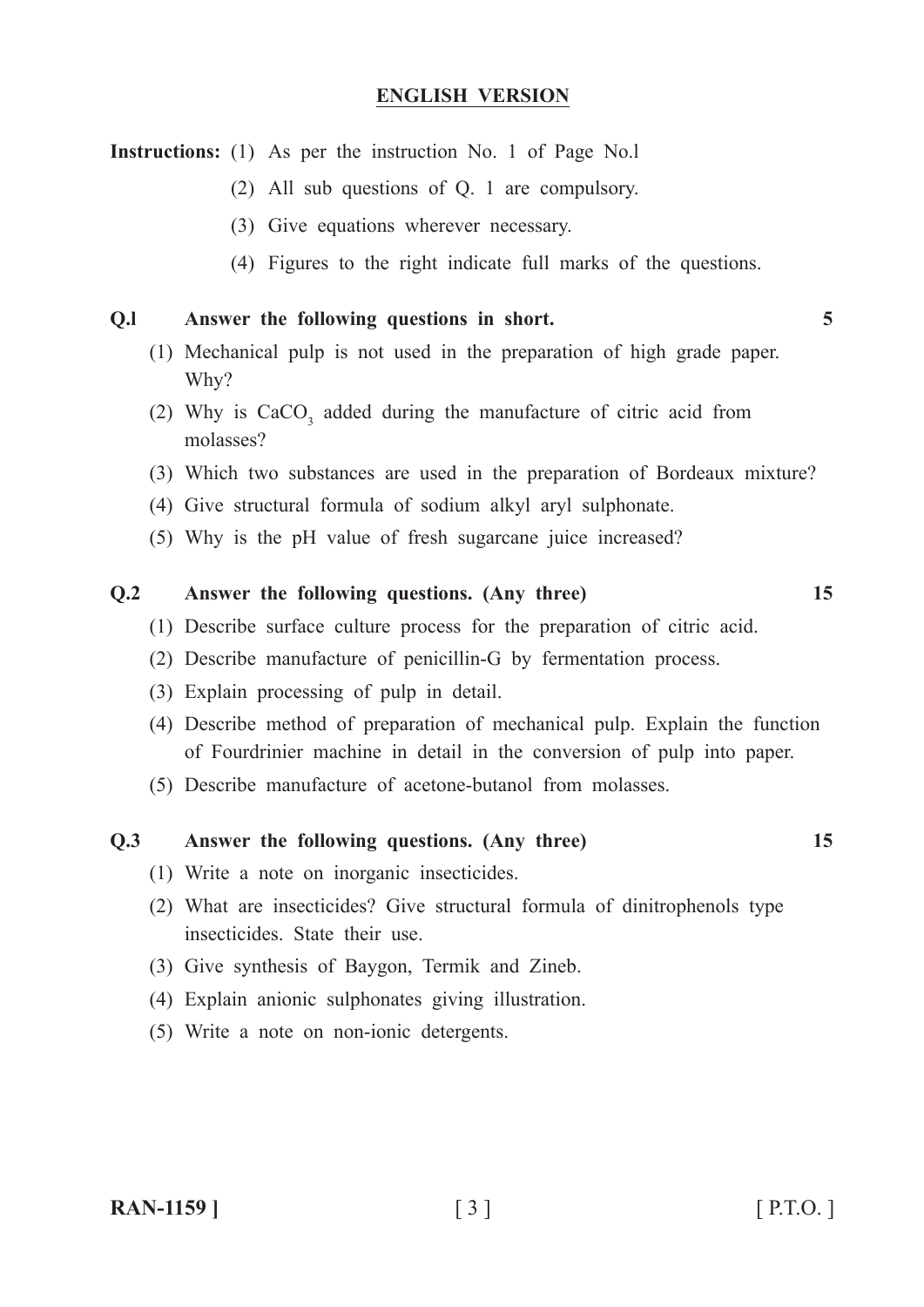## ENGLISH VERSION

**Instructions:** (1) As per the instruction No. 1 of Page No.l

(2) All sub questions of Q. 1 are compulsory.

(3) Give equations wherever necessary.

(4) Figures to the right indicate full marks of the questions.

**Q.l Answer the following questions in short.** **5**

(1) Mechanical pulp is not used in the preparation of high grade paper. Why?

(2) Why is $CaCO_3$ added during the manufacture of citric acid from molasses?

(3) Which two substances are used in the preparation of Bordeaux mixture?

(4) Give structural formula of sodium alkyl aryl sulphonate.

(5) Why is the pH value of fresh sugarcane juice increased?

**Q.2 Answer the following questions. (Any three)** **15**

(1) Describe surface culture process for the preparation of citric acid.

(2) Describe manufacture of penicillin-G by fermentation process.

(3) Explain processing of pulp in detail.

(4) Describe method of preparation of mechanical pulp. Explain the function of Fourdrinier machine in detail in the conversion of pulp into paper.

(5) Describe manufacture of acetone-butanol from molasses.

**Q.3 Answer the following questions. (Any three)** **15**

(1) Write a note on inorganic insecticides.

(2) What are insecticides? Give structural formula of dinitrophenols type insecticides. State their use.

(3) Give synthesis of Baygon, Termik and Zineb.

(4) Explain anionic sulphonates giving illustration.

(5) Write a note on non-ionic detergents.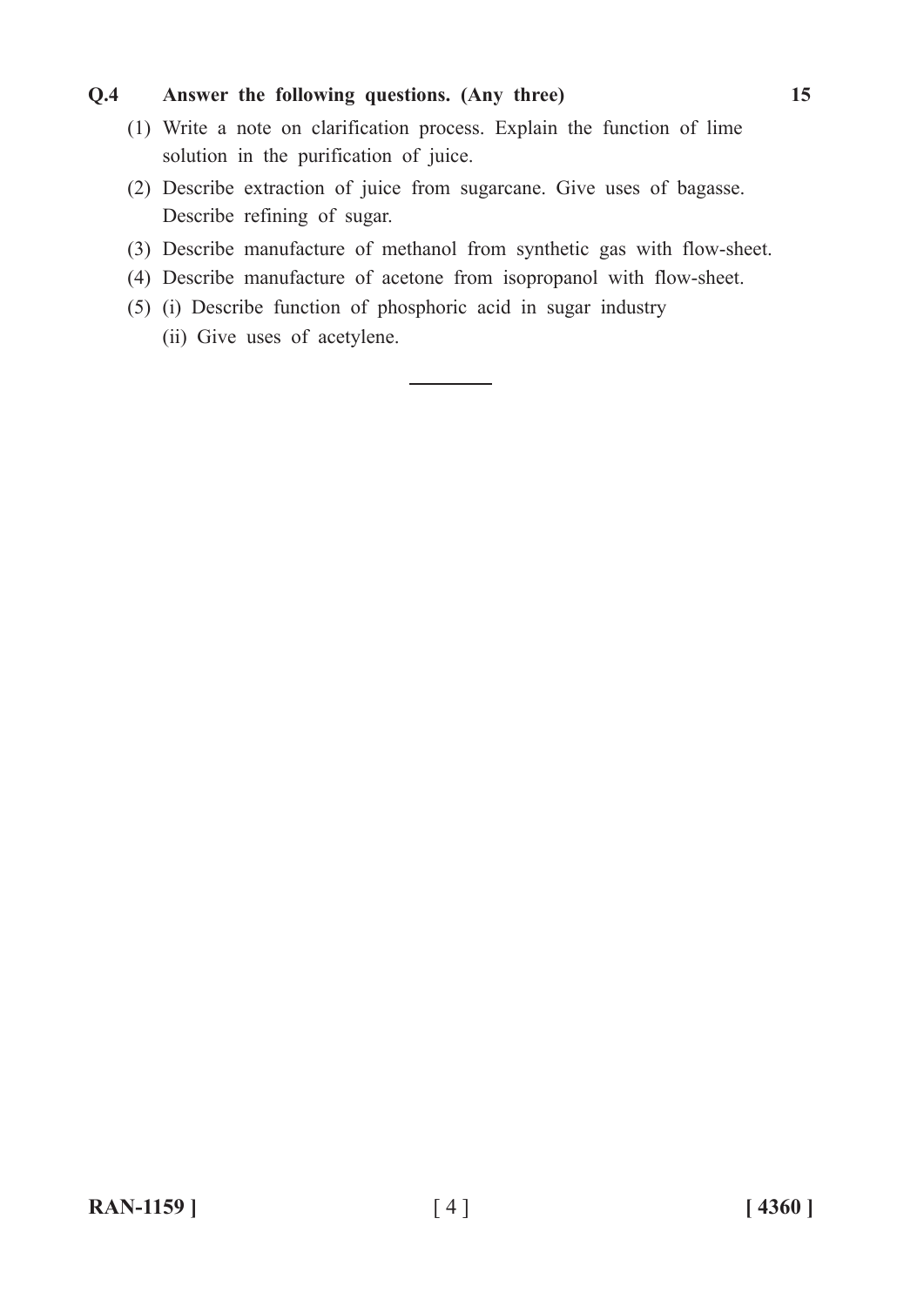**Q.4 Answer the following questions. (Any three) 15**

(1) Write a note on clarification process. Explain the function of lime solution in the purification of juice.

(2) Describe extraction of juice from sugarcane. Give uses of bagasse. Describe refining of sugar.

(3) Describe manufacture of methanol from synthetic gas with flow-sheet.

(4) Describe manufacture of acetone from isopropanol with flow-sheet.

(5) (i) Describe function of phosphoric acid in sugar industry

(ii) Give uses of acetylene.